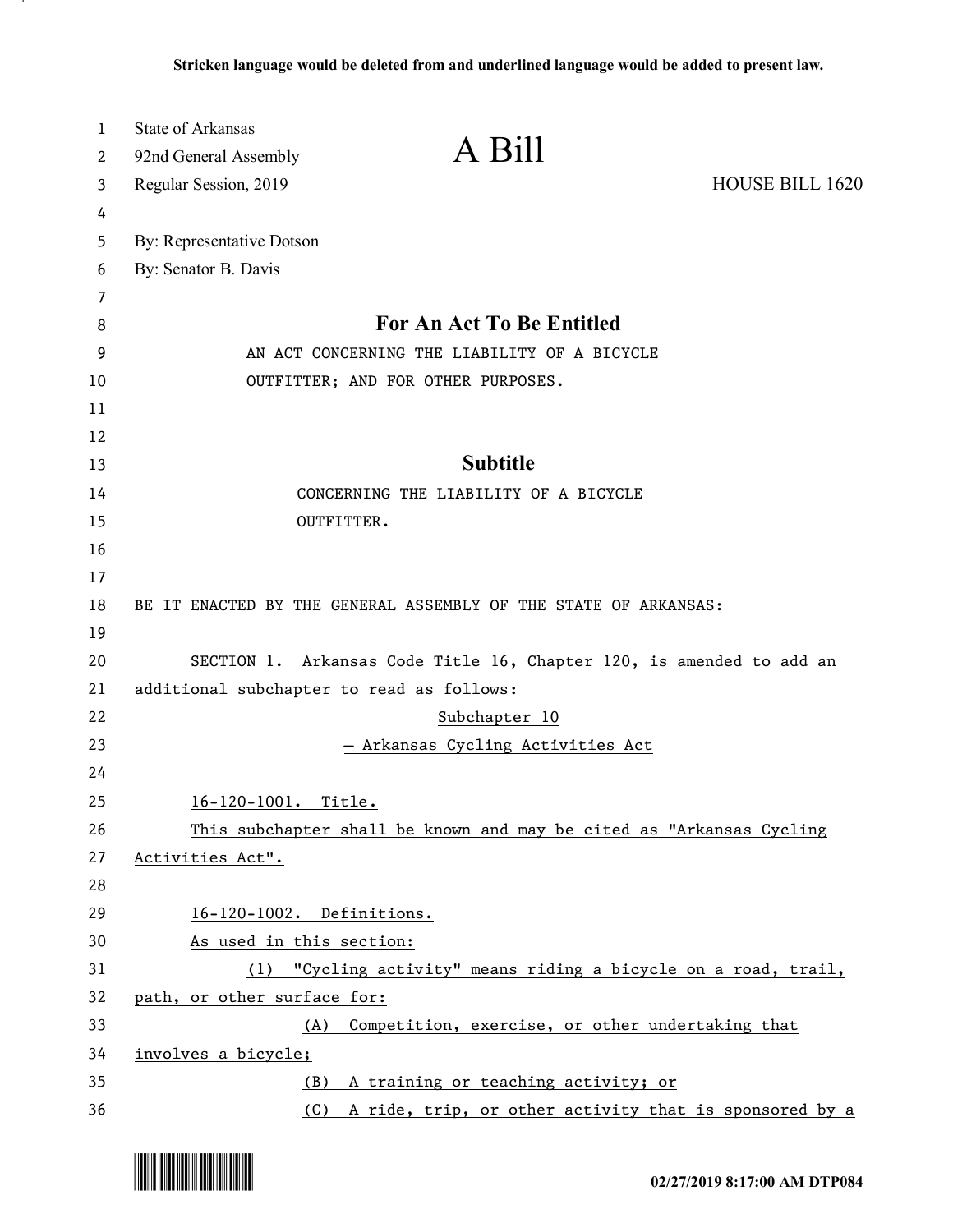Stricken language would be deleted from and underlined language would be added to present law.

State of Arkansas
92nd General Assembly
Regular Session, 2019

# A Bill

HOUSE BILL 1620

By: Representative Dotson
By: Senator B. Davis

## For An Act To Be Entitled

AN ACT CONCERNING THE LIABILITY OF A BICYCLE OUTFITTER; AND FOR OTHER PURPOSES.

## Subtitle

CONCERNING THE LIABILITY OF A BICYCLE OUTFITTER.

BE IT ENACTED BY THE GENERAL ASSEMBLY OF THE STATE OF ARKANSAS:

SECTION 1. Arkansas Code Title 16, Chapter 120, is amended to add an additional subchapter to read as follows:

Subchapter 10
– Arkansas Cycling Activities Act

16-120-1001. Title.

This subchapter shall be known and may be cited as "Arkansas Cycling Activities Act".

16-120-1002. Definitions.

As used in this section:

(1) "Cycling activity" means riding a bicycle on a road, trail, path, or other surface for:

(A) Competition, exercise, or other undertaking that involves a bicycle;

(B) A training or teaching activity; or

(C) A ride, trip, or other activity that is sponsored by a

02/27/2019 8:17:00 AM DTP084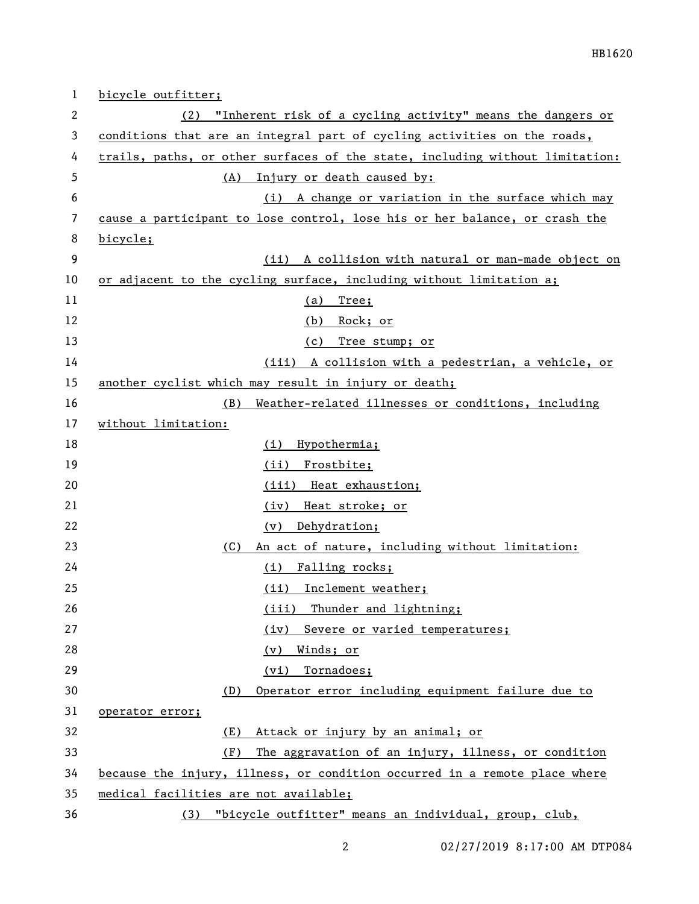bicycle outfitter;

(2) "Inherent risk of a cycling activity" means the dangers or conditions that are an integral part of cycling activities on the roads, trails, paths, or other surfaces of the state, including without limitation:

(A) Injury or death caused by:

(i) A change or variation in the surface which may cause a participant to lose control, lose his or her balance, or crash the bicycle;

(ii) A collision with natural or man-made object on or adjacent to the cycling surface, including without limitation a;

(a) Tree;

(b) Rock; or

(c) Tree stump; or

(iii) A collision with a pedestrian, a vehicle, or another cyclist which may result in injury or death;

(B) Weather-related illnesses or conditions, including without limitation:

(i) Hypothermia;

(ii) Frostbite;

(iii) Heat exhaustion;

(iv) Heat stroke; or

(v) Dehydration;

(C) An act of nature, including without limitation:

(i) Falling rocks;

(ii) Inclement weather;

(iii) Thunder and lightning;

(iv) Severe or varied temperatures;

(v) Winds; or

(vi) Tornadoes;

(D) Operator error including equipment failure due to operator error;

(E) Attack or injury by an animal; or

(F) The aggravation of an injury, illness, or condition because the injury, illness, or condition occurred in a remote place where medical facilities are not available;

(3) "bicycle outfitter" means an individual, group, club,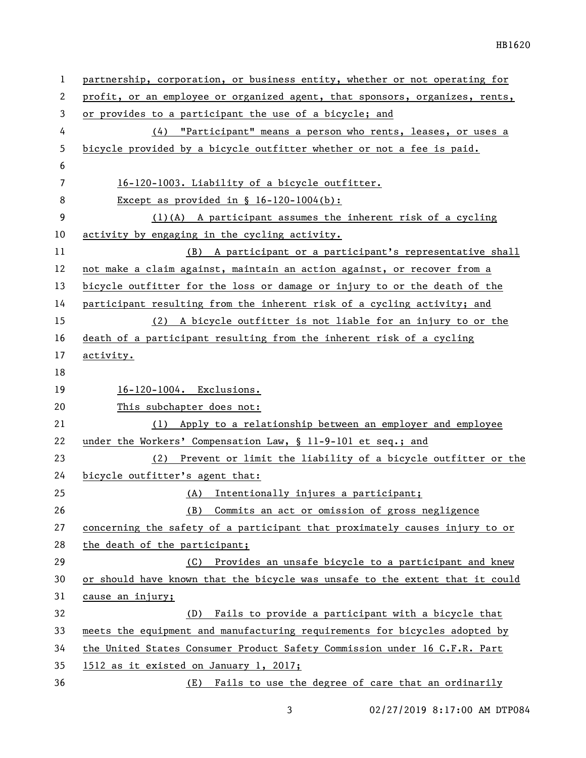partnership, corporation, or business entity, whether or not operating for profit, or an employee or organized agent, that sponsors, organizes, rents, or provides to a participant the use of a bicycle; and

(4) "Participant" means a person who rents, leases, or uses a bicycle provided by a bicycle outfitter whether or not a fee is paid.

16-120-1003. Liability of a bicycle outfitter.

Except as provided in § 16-120-1004(b):

(1)(A) A participant assumes the inherent risk of a cycling activity by engaging in the cycling activity.

(B) A participant or a participant's representative shall not make a claim against, maintain an action against, or recover from a bicycle outfitter for the loss or damage or injury to or the death of the participant resulting from the inherent risk of a cycling activity; and

(2) A bicycle outfitter is not liable for an injury to or the death of a participant resulting from the inherent risk of a cycling activity.

16-120-1004. Exclusions.

This subchapter does not:

(1) Apply to a relationship between an employer and employee under the Workers' Compensation Law, § 11-9-101 et seq.; and

(2) Prevent or limit the liability of a bicycle outfitter or the bicycle outfitter's agent that:

(A) Intentionally injures a participant;

(B) Commits an act or omission of gross negligence concerning the safety of a participant that proximately causes injury to or the death of the participant;

(C) Provides an unsafe bicycle to a participant and knew or should have known that the bicycle was unsafe to the extent that it could cause an injury;

(D) Fails to provide a participant with a bicycle that meets the equipment and manufacturing requirements for bicycles adopted by the United States Consumer Product Safety Commission under 16 C.F.R. Part 1512 as it existed on January 1, 2017;

(E) Fails to use the degree of care that an ordinarily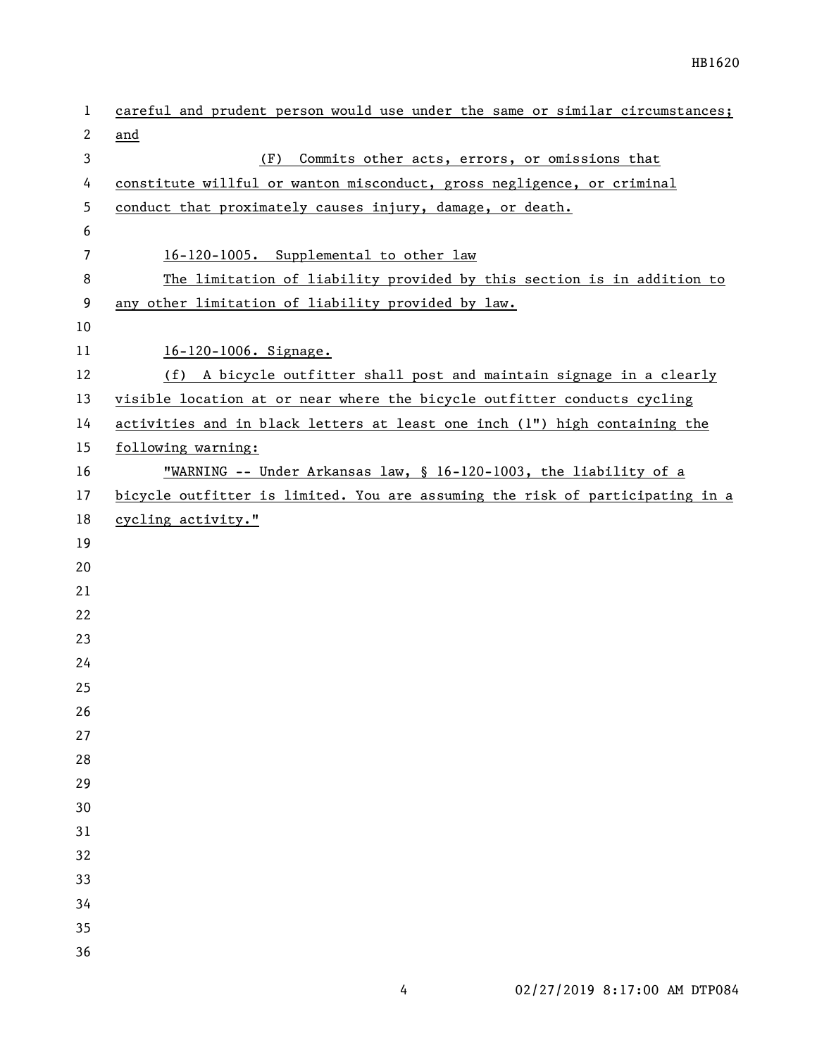careful and prudent person would use under the same or similar circumstances; and

(F) Commits other acts, errors, or omissions that constitute willful or wanton misconduct, gross negligence, or criminal conduct that proximately causes injury, damage, or death.

16-120-1005. Supplemental to other law

The limitation of liability provided by this section is in addition to any other limitation of liability provided by law.

16-120-1006. Signage.

(f) A bicycle outfitter shall post and maintain signage in a clearly visible location at or near where the bicycle outfitter conducts cycling activities and in black letters at least one inch (1") high containing the following warning:

"WARNING -- Under Arkansas law, § 16-120-1003, the liability of a bicycle outfitter is limited. You are assuming the risk of participating in a cycling activity."